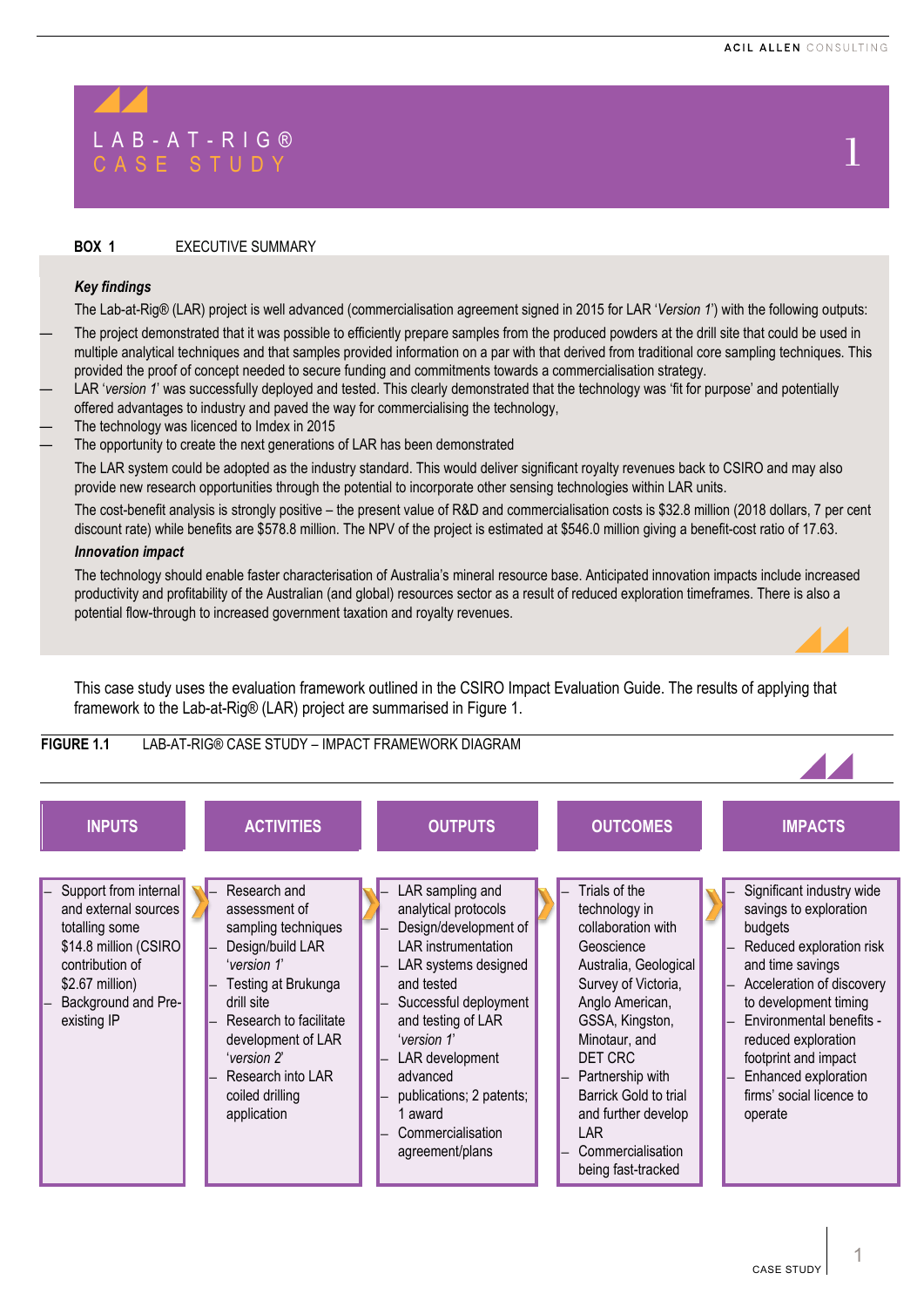# LAB-AT-RIG® CASE STUDY

**BOX 1** EXECUTIVE SUMMARY

***Key findings***

The Lab-at-Rig® (LAR) project is well advanced (commercialisation agreement signed in 2015 for LAR '*Version 1*') with the following outputs:

- The project demonstrated that it was possible to efficiently prepare samples from the produced powders at the drill site that could be used in multiple analytical techniques and that samples provided information on a par with that derived from traditional core sampling techniques. This provided the proof of concept needed to secure funding and commitments towards a commercialisation strategy.
- LAR '*version 1*' was successfully deployed and tested. This clearly demonstrated that the technology was 'fit for purpose' and potentially offered advantages to industry and paved the way for commercialising the technology,
- The technology was licenced to Imdex in 2015
- The opportunity to create the next generations of LAR has been demonstrated

The LAR system could be adopted as the industry standard. This would deliver significant royalty revenues back to CSIRO and may also provide new research opportunities through the potential to incorporate other sensing technologies within LAR units.

The cost-benefit analysis is strongly positive – the present value of R&D and commercialisation costs is $32.8 million (2018 dollars, 7 per cent discount rate) while benefits are $578.8 million. The NPV of the project is estimated at $546.0 million giving a benefit-cost ratio of 17.63.

***Innovation impact***

The technology should enable faster characterisation of Australia's mineral resource base. Anticipated innovation impacts include increased productivity and profitability of the Australian (and global) resources sector as a result of reduced exploration timeframes. There is also a potential flow-through to increased government taxation and royalty revenues.

This case study uses the evaluation framework outlined in the CSIRO Impact Evaluation Guide. The results of applying that framework to the Lab-at-Rig® (LAR) project are summarised in Figure 1.

**FIGURE 1.1** LAB-AT-RIG® CASE STUDY – IMPACT FRAMEWORK DIAGRAM

| INPUTS | ACTIVITIES | OUTPUTS | OUTCOMES | IMPACTS |
|---|---|---|---|---|
| – Support from internal and external sources totalling some $14.8 million (CSIRO contribution of $2.67 million)<br>– Background and Pre-existing IP | – Research and assessment of sampling techniques<br>– Design/build LAR '*version 1*'<br>– Testing at Brukunga drill site<br>– Research to facilitate development of LAR '*version 2*'<br>– Research into LAR coiled drilling application | – LAR sampling and analytical protocols<br>– Design/development of LAR instrumentation<br>– LAR systems designed and tested<br>– Successful deployment and testing of LAR '*version 1*'<br>– LAR development advanced<br>– publications; 2 patents; 1 award<br>– Commercialisation agreement/plans | – Trials of the technology in collaboration with Geoscience Australia, Geological Survey of Victoria, Anglo American, GSSA, Kingston, Minotaur, and DET CRC<br>– Partnership with Barrick Gold to trial and further develop LAR<br>– Commercialisation being fast-tracked | – Significant industry wide savings to exploration budgets<br>– Reduced exploration risk and time savings<br>– Acceleration of discovery to development timing<br>– Environmental benefits - reduced exploration footprint and impact<br>– Enhanced exploration firms' social licence to operate |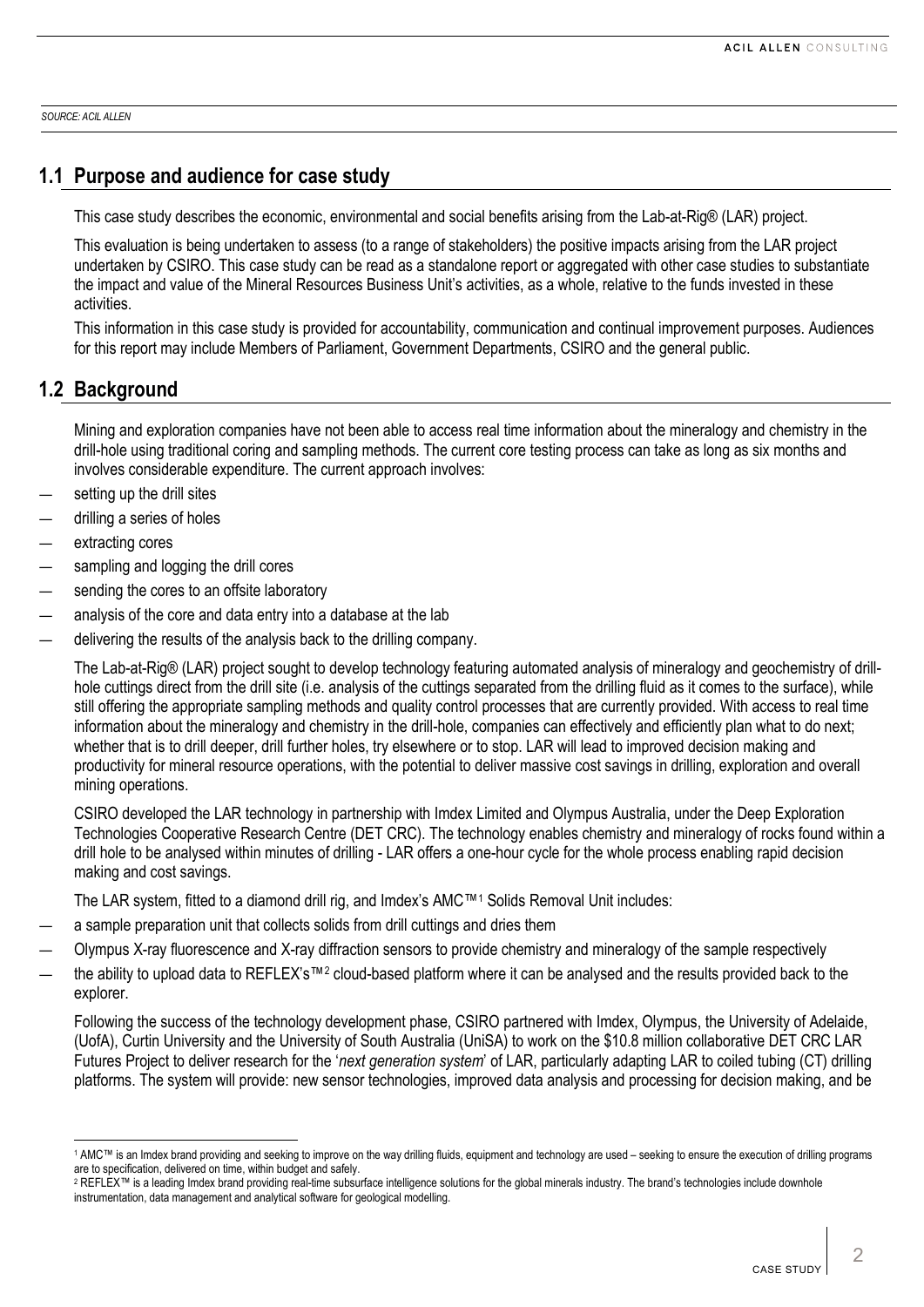SOURCE: ACIL ALLEN

## 1.1 Purpose and audience for case study

This case study describes the economic, environmental and social benefits arising from the Lab-at-Rig® (LAR) project.

This evaluation is being undertaken to assess (to a range of stakeholders) the positive impacts arising from the LAR project undertaken by CSIRO. This case study can be read as a standalone report or aggregated with other case studies to substantiate the impact and value of the Mineral Resources Business Unit's activities, as a whole, relative to the funds invested in these activities.

This information in this case study is provided for accountability, communication and continual improvement purposes. Audiences for this report may include Members of Parliament, Government Departments, CSIRO and the general public.

## 1.2 Background

Mining and exploration companies have not been able to access real time information about the mineralogy and chemistry in the drill-hole using traditional coring and sampling methods. The current core testing process can take as long as six months and involves considerable expenditure. The current approach involves:

- setting up the drill sites
- drilling a series of holes
- extracting cores
- sampling and logging the drill cores
- sending the cores to an offsite laboratory
- analysis of the core and data entry into a database at the lab
- delivering the results of the analysis back to the drilling company.

The Lab-at-Rig® (LAR) project sought to develop technology featuring automated analysis of mineralogy and geochemistry of drill-hole cuttings direct from the drill site (i.e. analysis of the cuttings separated from the drilling fluid as it comes to the surface), while still offering the appropriate sampling methods and quality control processes that are currently provided. With access to real time information about the mineralogy and chemistry in the drill-hole, companies can effectively and efficiently plan what to do next; whether that is to drill deeper, drill further holes, try elsewhere or to stop. LAR will lead to improved decision making and productivity for mineral resource operations, with the potential to deliver massive cost savings in drilling, exploration and overall mining operations.

CSIRO developed the LAR technology in partnership with Imdex Limited and Olympus Australia, under the Deep Exploration Technologies Cooperative Research Centre (DET CRC). The technology enables chemistry and mineralogy of rocks found within a drill hole to be analysed within minutes of drilling - LAR offers a one-hour cycle for the whole process enabling rapid decision making and cost savings.

The LAR system, fitted to a diamond drill rig, and Imdex's AMC™[1] Solids Removal Unit includes:

- a sample preparation unit that collects solids from drill cuttings and dries them
- Olympus X-ray fluorescence and X-ray diffraction sensors to provide chemistry and mineralogy of the sample respectively
- the ability to upload data to REFLEX's™[2] cloud-based platform where it can be analysed and the results provided back to the explorer.

Following the success of the technology development phase, CSIRO partnered with Imdex, Olympus, the University of Adelaide, (UofA), Curtin University and the University of South Australia (UniSA) to work on the $10.8 million collaborative DET CRC LAR Futures Project to deliver research for the '*next generation system*' of LAR, particularly adapting LAR to coiled tubing (CT) drilling platforms. The system will provide: new sensor technologies, improved data analysis and processing for decision making, and be

---

[1] AMC™ is an Imdex brand providing and seeking to improve on the way drilling fluids, equipment and technology are used – seeking to ensure the execution of drilling programs are to specification, delivered on time, within budget and safely.

[2] REFLEX™ is a leading Imdex brand providing real-time subsurface intelligence solutions for the global minerals industry. The brand's technologies include downhole instrumentation, data management and analytical software for geological modelling.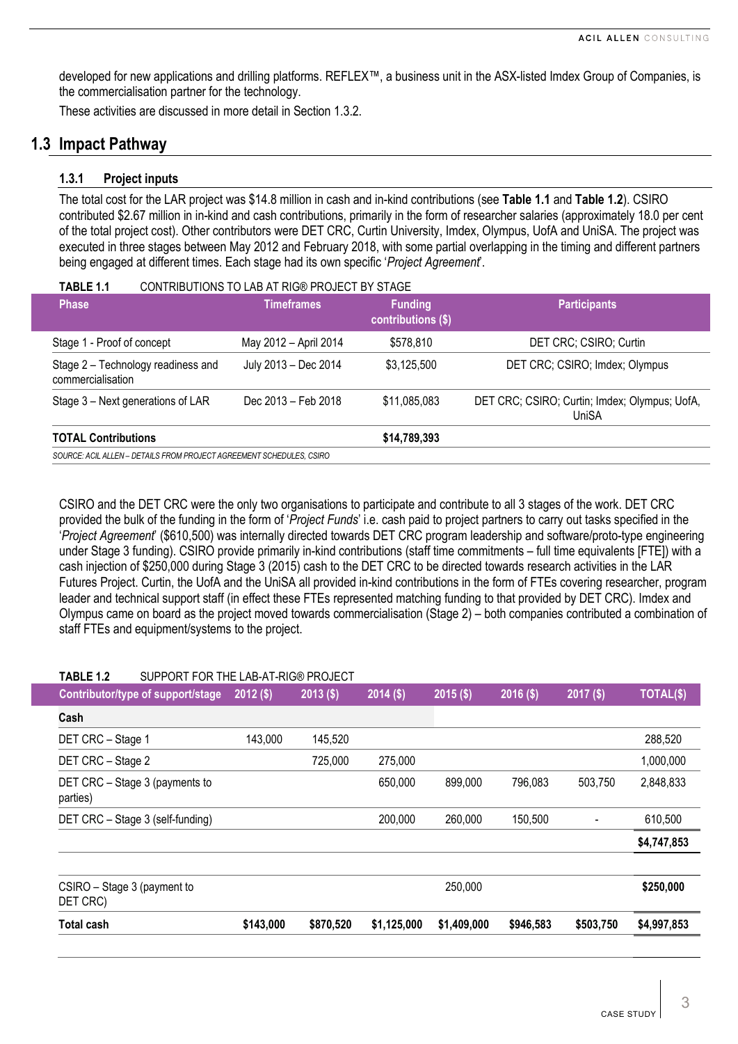developed for new applications and drilling platforms. REFLEX™, a business unit in the ASX-listed Imdex Group of Companies, is the commercialisation partner for the technology.

These activities are discussed in more detail in Section 1.3.2.

## 1.3 Impact Pathway

### 1.3.1 Project inputs

The total cost for the LAR project was $14.8 million in cash and in-kind contributions (see **Table 1.1** and **Table 1.2**). CSIRO contributed $2.67 million in in-kind and cash contributions, primarily in the form of researcher salaries (approximately 18.0 per cent of the total project cost). Other contributors were DET CRC, Curtin University, Imdex, Olympus, UofA and UniSA. The project was executed in three stages between May 2012 and February 2018, with some partial overlapping in the timing and different partners being engaged at different times. Each stage had its own specific '*Project Agreement*'.

**TABLE 1.1** CONTRIBUTIONS TO LAB AT RIG® PROJECT BY STAGE

| Phase | Timeframes | Funding contributions ($) | Participants |
|---|---|---|---|
| Stage 1 - Proof of concept | May 2012 – April 2014 | $578,810 | DET CRC; CSIRO; Curtin |
| Stage 2 – Technology readiness and commercialisation | July 2013 – Dec 2014 | $3,125,500 | DET CRC; CSIRO; Imdex; Olympus |
| Stage 3 – Next generations of LAR | Dec 2013 – Feb 2018 | $11,085,083 | DET CRC; CSIRO; Curtin; Imdex; Olympus; UofA, UniSA |
| **TOTAL Contributions** | | **$14,789,393** | |

*SOURCE: ACIL ALLEN – DETAILS FROM PROJECT AGREEMENT SCHEDULES, CSIRO*

CSIRO and the DET CRC were the only two organisations to participate and contribute to all 3 stages of the work. DET CRC provided the bulk of the funding in the form of '*Project Funds*' i.e. cash paid to project partners to carry out tasks specified in the '*Project Agreement*' ($610,500) was internally directed towards DET CRC program leadership and software/proto-type engineering under Stage 3 funding). CSIRO provide primarily in-kind contributions (staff time commitments – full time equivalents [FTE]) with a cash injection of $250,000 during Stage 3 (2015) cash to the DET CRC to be directed towards research activities in the LAR Futures Project. Curtin, the UofA and the UniSA all provided in-kind contributions in the form of FTEs covering researcher, program leader and technical support staff (in effect these FTEs represented matching funding to that provided by DET CRC). Imdex and Olympus came on board as the project moved towards commercialisation (Stage 2) – both companies contributed a combination of staff FTEs and equipment/systems to the project.

**TABLE 1.2** SUPPORT FOR THE LAB-AT-RIG® PROJECT

| Contributor/type of support/stage | 2012 ($) | 2013 ($) | 2014 ($) | 2015 ($) | 2016 ($) | 2017 ($) | TOTAL($) |
|---|---|---|---|---|---|---|---|
| **Cash** | | | | | | | |
| DET CRC – Stage 1 | 143,000 | 145,520 | | | | | 288,520 |
| DET CRC – Stage 2 | | 725,000 | 275,000 | | | | 1,000,000 |
| DET CRC – Stage 3 (payments to parties) | | | 650,000 | 899,000 | 796,083 | 503,750 | 2,848,833 |
| DET CRC – Stage 3 (self-funding) | | | 200,000 | 260,000 | 150,500 | - | 610,500 |
| | | | | | | | **$4,747,853** |
| CSIRO – Stage 3 (payment to DET CRC) | | | | 250,000 | | | **$250,000** |
| **Total cash** | **$143,000** | **$870,520** | **$1,125,000** | **$1,409,000** | **$946,583** | **$503,750** | **$4,997,853** |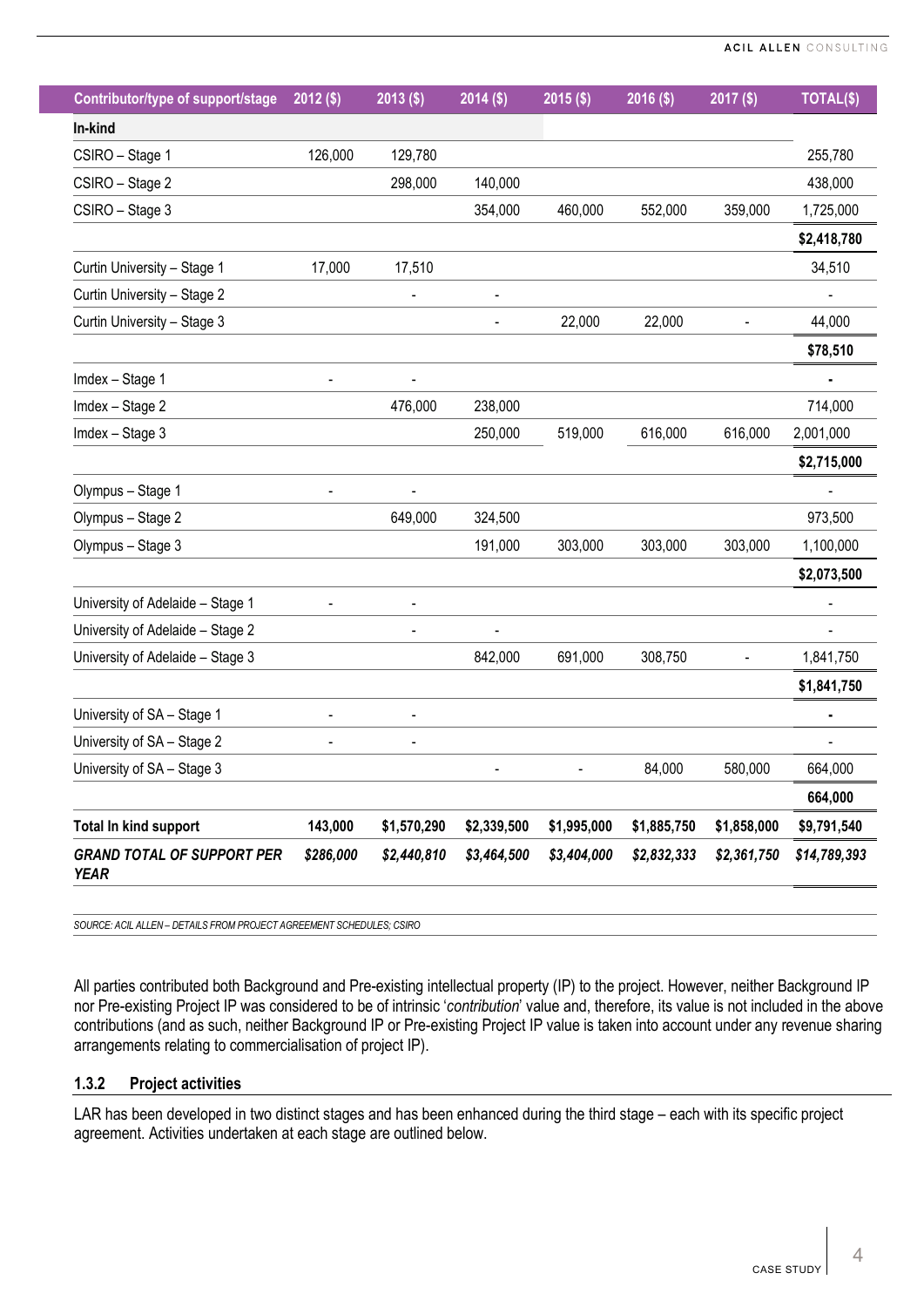| Contributor/type of support/stage | 2012 ($) | 2013 ($) | 2014 ($) | 2015 ($) | 2016 ($) | 2017 ($) | TOTAL($) |
|---|---|---|---|---|---|---|---|
| **In-kind** | | | | | | | |
| CSIRO – Stage 1 | 126,000 | 129,780 | | | | | 255,780 |
| CSIRO – Stage 2 | | 298,000 | 140,000 | | | | 438,000 |
| CSIRO – Stage 3 | | | 354,000 | 460,000 | 552,000 | 359,000 | 1,725,000 |
| | | | | | | | **$2,418,780** |
| Curtin University – Stage 1 | 17,000 | 17,510 | | | | | 34,510 |
| Curtin University – Stage 2 | | - | - | | | | - |
| Curtin University – Stage 3 | | | - | 22,000 | 22,000 | - | 44,000 |
| | | | | | | | **$78,510** |
| Imdex – Stage 1 | - | - | | | | | **-** |
| Imdex – Stage 2 | | 476,000 | 238,000 | | | | 714,000 |
| Imdex – Stage 3 | | | 250,000 | 519,000 | 616,000 | 616,000 | 2,001,000 |
| | | | | | | | **$2,715,000** |
| Olympus – Stage 1 | - | - | | | | | - |
| Olympus – Stage 2 | | 649,000 | 324,500 | | | | 973,500 |
| Olympus – Stage 3 | | | 191,000 | 303,000 | 303,000 | 303,000 | 1,100,000 |
| | | | | | | | **$2,073,500** |
| University of Adelaide – Stage 1 | - | - | | | | | - |
| University of Adelaide – Stage 2 | | - | - | | | | - |
| University of Adelaide – Stage 3 | | | 842,000 | 691,000 | 308,750 | - | 1,841,750 |
| | | | | | | | **$1,841,750** |
| University of SA – Stage 1 | - | - | | | | | **-** |
| University of SA – Stage 2 | - | - | | | | | - |
| University of SA – Stage 3 | | | - | - | 84,000 | 580,000 | 664,000 |
| | | | | | | | **664,000** |
| **Total In kind support** | **143,000** | **$1,570,290** | **$2,339,500** | **$1,995,000** | **$1,885,750** | **$1,858,000** | **$9,791,540** |
| ***GRAND TOTAL OF SUPPORT PER YEAR*** | ***$286,000*** | ***$2,440,810*** | ***$3,464,500*** | ***$3,404,000*** | ***$2,832,333*** | ***$2,361,750*** | ***$14,789,393*** |

SOURCE: ACIL ALLEN – DETAILS FROM PROJECT AGREEMENT SCHEDULES; CSIRO

All parties contributed both Background and Pre-existing intellectual property (IP) to the project. However, neither Background IP nor Pre-existing Project IP was considered to be of intrinsic '*contribution*' value and, therefore, its value is not included in the above contributions (and as such, neither Background IP or Pre-existing Project IP value is taken into account under any revenue sharing arrangements relating to commercialisation of project IP).

### 1.3.2 Project activities

LAR has been developed in two distinct stages and has been enhanced during the third stage – each with its specific project agreement. Activities undertaken at each stage are outlined below.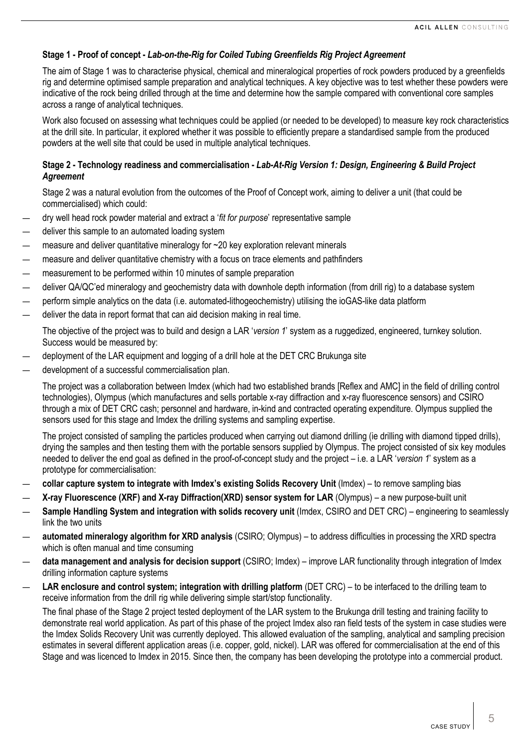### Stage 1 - Proof of concept - *Lab-on-the-Rig for Coiled Tubing Greenfields Rig Project Agreement*

The aim of Stage 1 was to characterise physical, chemical and mineralogical properties of rock powders produced by a greenfields rig and determine optimised sample preparation and analytical techniques. A key objective was to test whether these powders were indicative of the rock being drilled through at the time and determine how the sample compared with conventional core samples across a range of analytical techniques.

Work also focused on assessing what techniques could be applied (or needed to be developed) to measure key rock characteristics at the drill site. In particular, it explored whether it was possible to efficiently prepare a standardised sample from the produced powders at the well site that could be used in multiple analytical techniques.

### Stage 2 - Technology readiness and commercialisation - *Lab-At-Rig Version 1: Design, Engineering & Build Project Agreement*

Stage 2 was a natural evolution from the outcomes of the Proof of Concept work, aiming to deliver a unit (that could be commercialised) which could:

- dry well head rock powder material and extract a '*fit for purpose*' representative sample
- deliver this sample to an automated loading system
- measure and deliver quantitative mineralogy for ~20 key exploration relevant minerals
- measure and deliver quantitative chemistry with a focus on trace elements and pathfinders
- measurement to be performed within 10 minutes of sample preparation
- deliver QA/QC'ed mineralogy and geochemistry data with downhole depth information (from drill rig) to a database system
- perform simple analytics on the data (i.e. automated-lithogeochemistry) utilising the ioGAS-like data platform
- deliver the data in report format that can aid decision making in real time.

The objective of the project was to build and design a LAR '*version 1*' system as a ruggedized, engineered, turnkey solution. Success would be measured by:

- deployment of the LAR equipment and logging of a drill hole at the DET CRC Brukunga site
- development of a successful commercialisation plan.

The project was a collaboration between Imdex (which had two established brands [Reflex and AMC] in the field of drilling control technologies), Olympus (which manufactures and sells portable x-ray diffraction and x-ray fluorescence sensors) and CSIRO through a mix of DET CRC cash; personnel and hardware, in-kind and contracted operating expenditure. Olympus supplied the sensors used for this stage and Imdex the drilling systems and sampling expertise.

The project consisted of sampling the particles produced when carrying out diamond drilling (ie drilling with diamond tipped drills), drying the samples and then testing them with the portable sensors supplied by Olympus. The project consisted of six key modules needed to deliver the end goal as defined in the proof-of-concept study and the project – i.e. a LAR '*version 1*' system as a prototype for commercialisation:

- **collar capture system to integrate with Imdex's existing Solids Recovery Unit** (Imdex) – to remove sampling bias
- **X-ray Fluorescence (XRF) and X-ray Diffraction(XRD) sensor system for LAR** (Olympus) – a new purpose-built unit
- **Sample Handling System and integration with solids recovery unit** (Imdex, CSIRO and DET CRC) – engineering to seamlessly link the two units
- **automated mineralogy algorithm for XRD analysis** (CSIRO; Olympus) – to address difficulties in processing the XRD spectra which is often manual and time consuming
- **data management and analysis for decision support** (CSIRO; Imdex) – improve LAR functionality through integration of Imdex drilling information capture systems
- **LAR enclosure and control system; integration with drilling platform** (DET CRC) – to be interfaced to the drilling team to receive information from the drill rig while delivering simple start/stop functionality.

The final phase of the Stage 2 project tested deployment of the LAR system to the Brukunga drill testing and training facility to demonstrate real world application. As part of this phase of the project Imdex also ran field tests of the system in case studies were the Imdex Solids Recovery Unit was currently deployed. This allowed evaluation of the sampling, analytical and sampling precision estimates in several different application areas (i.e. copper, gold, nickel). LAR was offered for commercialisation at the end of this Stage and was licenced to Imdex in 2015. Since then, the company has been developing the prototype into a commercial product.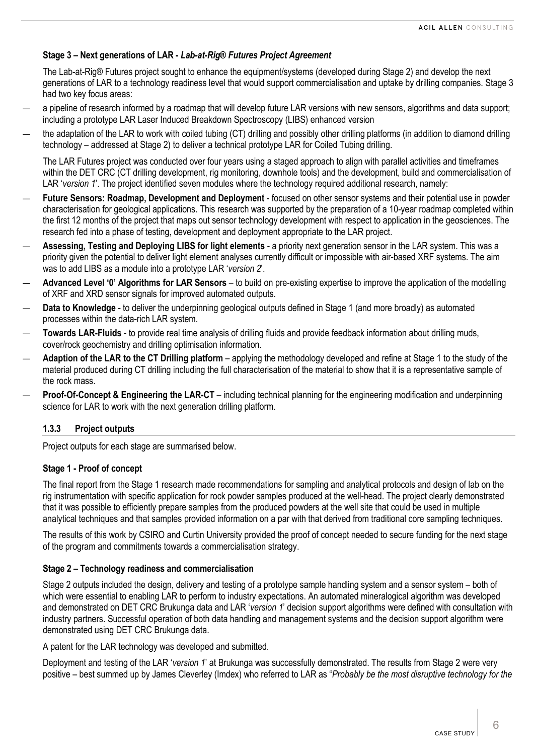**Stage 3 – Next generations of LAR -** ***Lab-at-Rig® Futures Project Agreement***

The Lab-at-Rig® Futures project sought to enhance the equipment/systems (developed during Stage 2) and develop the next generations of LAR to a technology readiness level that would support commercialisation and uptake by drilling companies. Stage 3 had two key focus areas:

- a pipeline of research informed by a roadmap that will develop future LAR versions with new sensors, algorithms and data support; including a prototype LAR Laser Induced Breakdown Spectroscopy (LIBS) enhanced version
- the adaptation of the LAR to work with coiled tubing (CT) drilling and possibly other drilling platforms (in addition to diamond drilling technology – addressed at Stage 2) to deliver a technical prototype LAR for Coiled Tubing drilling.

The LAR Futures project was conducted over four years using a staged approach to align with parallel activities and timeframes within the DET CRC (CT drilling development, rig monitoring, downhole tools) and the development, build and commercialisation of LAR '*version 1*'. The project identified seven modules where the technology required additional research, namely:

- **Future Sensors: Roadmap, Development and Deployment** - focused on other sensor systems and their potential use in powder characterisation for geological applications. This research was supported by the preparation of a 10-year roadmap completed within the first 12 months of the project that maps out sensor technology development with respect to application in the geosciences. The research fed into a phase of testing, development and deployment appropriate to the LAR project.
- **Assessing, Testing and Deploying LIBS for light elements** - a priority next generation sensor in the LAR system. This was a priority given the potential to deliver light element analyses currently difficult or impossible with air-based XRF systems. The aim was to add LIBS as a module into a prototype LAR '*version 2*'.
- **Advanced Level '0' Algorithms for LAR Sensors** – to build on pre-existing expertise to improve the application of the modelling of XRF and XRD sensor signals for improved automated outputs.
- **Data to Knowledge** - to deliver the underpinning geological outputs defined in Stage 1 (and more broadly) as automated processes within the data-rich LAR system.
- **Towards LAR-Fluids** - to provide real time analysis of drilling fluids and provide feedback information about drilling muds, cover/rock geochemistry and drilling optimisation information.
- **Adaption of the LAR to the CT Drilling platform** – applying the methodology developed and refine at Stage 1 to the study of the material produced during CT drilling including the full characterisation of the material to show that it is a representative sample of the rock mass.
- **Proof-Of-Concept & Engineering the LAR-CT** – including technical planning for the engineering modification and underpinning science for LAR to work with the next generation drilling platform.

### 1.3.3 Project outputs

Project outputs for each stage are summarised below.

**Stage 1 - Proof of concept**

The final report from the Stage 1 research made recommendations for sampling and analytical protocols and design of lab on the rig instrumentation with specific application for rock powder samples produced at the well-head. The project clearly demonstrated that it was possible to efficiently prepare samples from the produced powders at the well site that could be used in multiple analytical techniques and that samples provided information on a par with that derived from traditional core sampling techniques.

The results of this work by CSIRO and Curtin University provided the proof of concept needed to secure funding for the next stage of the program and commitments towards a commercialisation strategy.

**Stage 2 – Technology readiness and commercialisation**

Stage 2 outputs included the design, delivery and testing of a prototype sample handling system and a sensor system – both of which were essential to enabling LAR to perform to industry expectations. An automated mineralogical algorithm was developed and demonstrated on DET CRC Brukunga data and LAR '*version 1*' decision support algorithms were defined with consultation with industry partners. Successful operation of both data handling and management systems and the decision support algorithm were demonstrated using DET CRC Brukunga data.

A patent for the LAR technology was developed and submitted.

Deployment and testing of the LAR '*version 1*' at Brukunga was successfully demonstrated. The results from Stage 2 were very positive – best summed up by James Cleverley (Imdex) who referred to LAR as "*Probably be the most disruptive technology for the*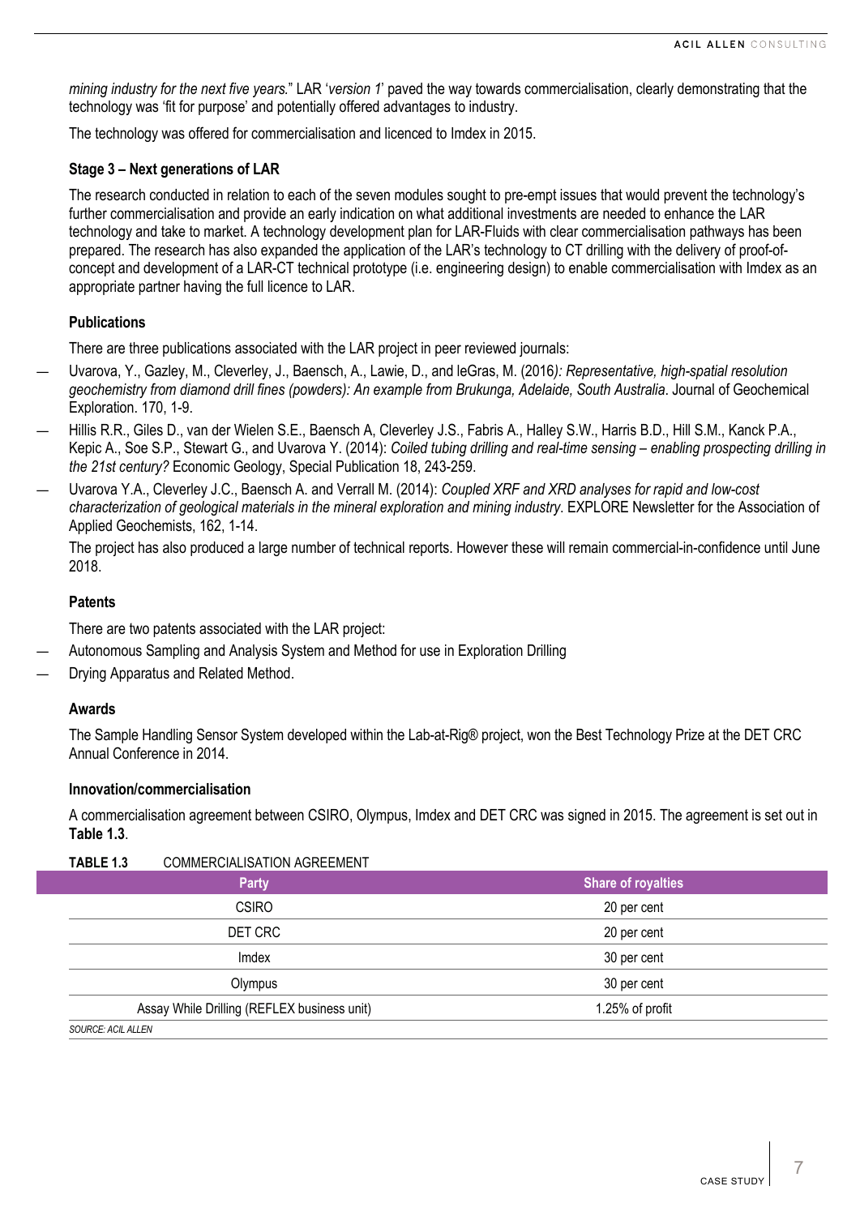*mining industry for the next five years.*" LAR '*version 1*' paved the way towards commercialisation, clearly demonstrating that the technology was 'fit for purpose' and potentially offered advantages to industry.

The technology was offered for commercialisation and licenced to Imdex in 2015.

### Stage 3 – Next generations of LAR

The research conducted in relation to each of the seven modules sought to pre-empt issues that would prevent the technology's further commercialisation and provide an early indication on what additional investments are needed to enhance the LAR technology and take to market. A technology development plan for LAR-Fluids with clear commercialisation pathways has been prepared. The research has also expanded the application of the LAR's technology to CT drilling with the delivery of proof-of-concept and development of a LAR-CT technical prototype (i.e. engineering design) to enable commercialisation with Imdex as an appropriate partner having the full licence to LAR.

### Publications

There are three publications associated with the LAR project in peer reviewed journals:

- Uvarova, Y., Gazley, M., Cleverley, J., Baensch, A., Lawie, D., and leGras, M. (2016*): Representative, high-spatial resolution geochemistry from diamond drill fines (powders): An example from Brukunga, Adelaide, South Australia*. Journal of Geochemical Exploration. 170, 1-9.
- Hillis R.R., Giles D., van der Wielen S.E., Baensch A, Cleverley J.S., Fabris A., Halley S.W., Harris B.D., Hill S.M., Kanck P.A., Kepic A., Soe S.P., Stewart G., and Uvarova Y. (2014): *Coiled tubing drilling and real-time sensing – enabling prospecting drilling in the 21st century?* Economic Geology, Special Publication 18, 243-259.
- Uvarova Y.A., Cleverley J.C., Baensch A. and Verrall M. (2014): *Coupled XRF and XRD analyses for rapid and low-cost characterization of geological materials in the mineral exploration and mining industry*. EXPLORE Newsletter for the Association of Applied Geochemists, 162, 1-14.

The project has also produced a large number of technical reports. However these will remain commercial-in-confidence until June 2018.

### Patents

There are two patents associated with the LAR project:

- Autonomous Sampling and Analysis System and Method for use in Exploration Drilling
- Drying Apparatus and Related Method.

### Awards

The Sample Handling Sensor System developed within the Lab-at-Rig® project, won the Best Technology Prize at the DET CRC Annual Conference in 2014.

### Innovation/commercialisation

A commercialisation agreement between CSIRO, Olympus, Imdex and DET CRC was signed in 2015. The agreement is set out in **Table 1.3**.

**TABLE 1.3** COMMERCIALISATION AGREEMENT

| Party | Share of royalties |
|---|---|
| CSIRO | 20 per cent |
| DET CRC | 20 per cent |
| Imdex | 30 per cent |
| Olympus | 30 per cent |
| Assay While Drilling (REFLEX business unit) | 1.25% of profit |

*SOURCE: ACIL ALLEN*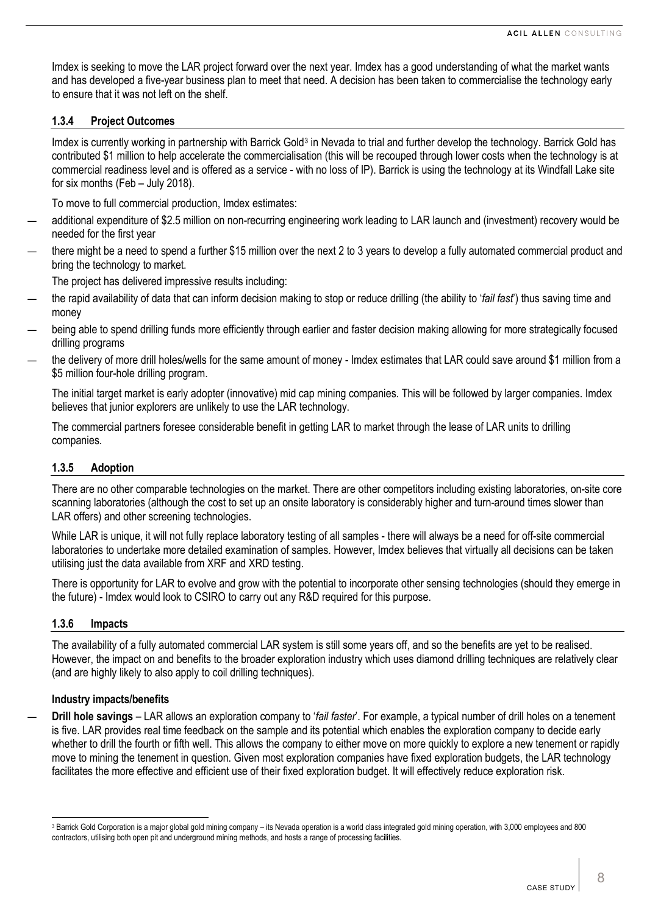Imdex is seeking to move the LAR project forward over the next year. Imdex has a good understanding of what the market wants and has developed a five-year business plan to meet that need. A decision has been taken to commercialise the technology early to ensure that it was not left on the shelf.

### 1.3.4 Project Outcomes

Imdex is currently working in partnership with Barrick Gold[3] in Nevada to trial and further develop the technology. Barrick Gold has contributed $1 million to help accelerate the commercialisation (this will be recouped through lower costs when the technology is at commercial readiness level and is offered as a service - with no loss of IP). Barrick is using the technology at its Windfall Lake site for six months (Feb – July 2018).

To move to full commercial production, Imdex estimates:

- additional expenditure of $2.5 million on non-recurring engineering work leading to LAR launch and (investment) recovery would be needed for the first year
- there might be a need to spend a further $15 million over the next 2 to 3 years to develop a fully automated commercial product and bring the technology to market.

The project has delivered impressive results including:

- the rapid availability of data that can inform decision making to stop or reduce drilling (the ability to '*fail fast*') thus saving time and money
- being able to spend drilling funds more efficiently through earlier and faster decision making allowing for more strategically focused drilling programs
- the delivery of more drill holes/wells for the same amount of money - Imdex estimates that LAR could save around $1 million from a $5 million four-hole drilling program.

The initial target market is early adopter (innovative) mid cap mining companies. This will be followed by larger companies. Imdex believes that junior explorers are unlikely to use the LAR technology.

The commercial partners foresee considerable benefit in getting LAR to market through the lease of LAR units to drilling companies.

### 1.3.5 Adoption

There are no other comparable technologies on the market. There are other competitors including existing laboratories, on-site core scanning laboratories (although the cost to set up an onsite laboratory is considerably higher and turn-around times slower than LAR offers) and other screening technologies.

While LAR is unique, it will not fully replace laboratory testing of all samples - there will always be a need for off-site commercial laboratories to undertake more detailed examination of samples. However, Imdex believes that virtually all decisions can be taken utilising just the data available from XRF and XRD testing.

There is opportunity for LAR to evolve and grow with the potential to incorporate other sensing technologies (should they emerge in the future) - Imdex would look to CSIRO to carry out any R&D required for this purpose.

### 1.3.6 Impacts

The availability of a fully automated commercial LAR system is still some years off, and so the benefits are yet to be realised. However, the impact on and benefits to the broader exploration industry which uses diamond drilling techniques are relatively clear (and are highly likely to also apply to coil drilling techniques).

**Industry impacts/benefits**

- **Drill hole savings** – LAR allows an exploration company to '*fail faster*'. For example, a typical number of drill holes on a tenement is five. LAR provides real time feedback on the sample and its potential which enables the exploration company to decide early whether to drill the fourth or fifth well. This allows the company to either move on more quickly to explore a new tenement or rapidly move to mining the tenement in question. Given most exploration companies have fixed exploration budgets, the LAR technology facilitates the more effective and efficient use of their fixed exploration budget. It will effectively reduce exploration risk.

---

[3] Barrick Gold Corporation is a major global gold mining company – its Nevada operation is a world class integrated gold mining operation, with 3,000 employees and 800 contractors, utilising both open pit and underground mining methods, and hosts a range of processing facilities.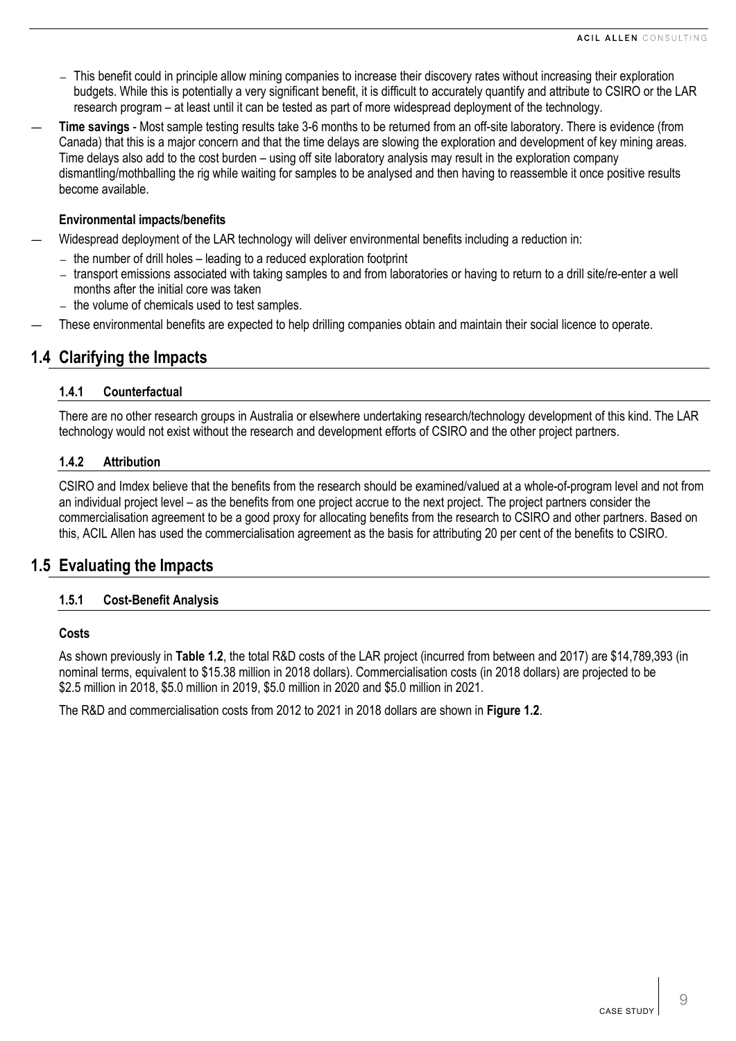- This benefit could in principle allow mining companies to increase their discovery rates without increasing their exploration budgets. While this is potentially a very significant benefit, it is difficult to accurately quantify and attribute to CSIRO or the LAR research program – at least until it can be tested as part of more widespread deployment of the technology.
- **Time savings** - Most sample testing results take 3-6 months to be returned from an off-site laboratory. There is evidence (from Canada) that this is a major concern and that the time delays are slowing the exploration and development of key mining areas. Time delays also add to the cost burden – using off site laboratory analysis may result in the exploration company dismantling/mothballing the rig while waiting for samples to be analysed and then having to reassemble it once positive results become available.

**Environmental impacts/benefits**

- Widespread deployment of the LAR technology will deliver environmental benefits including a reduction in:
  - the number of drill holes – leading to a reduced exploration footprint
  - transport emissions associated with taking samples to and from laboratories or having to return to a drill site/re-enter a well months after the initial core was taken
  - the volume of chemicals used to test samples.
- These environmental benefits are expected to help drilling companies obtain and maintain their social licence to operate.

## 1.4 Clarifying the Impacts

### 1.4.1 Counterfactual

There are no other research groups in Australia or elsewhere undertaking research/technology development of this kind. The LAR technology would not exist without the research and development efforts of CSIRO and the other project partners.

### 1.4.2 Attribution

CSIRO and Imdex believe that the benefits from the research should be examined/valued at a whole-of-program level and not from an individual project level – as the benefits from one project accrue to the next project. The project partners consider the commercialisation agreement to be a good proxy for allocating benefits from the research to CSIRO and other partners. Based on this, ACIL Allen has used the commercialisation agreement as the basis for attributing 20 per cent of the benefits to CSIRO.

## 1.5 Evaluating the Impacts

### 1.5.1 Cost-Benefit Analysis

**Costs**

As shown previously in **Table 1.2**, the total R&D costs of the LAR project (incurred from between and 2017) are $14,789,393 (in nominal terms, equivalent to $15.38 million in 2018 dollars). Commercialisation costs (in 2018 dollars) are projected to be $2.5 million in 2018, $5.0 million in 2019, $5.0 million in 2020 and $5.0 million in 2021.

The R&D and commercialisation costs from 2012 to 2021 in 2018 dollars are shown in **Figure 1.2**.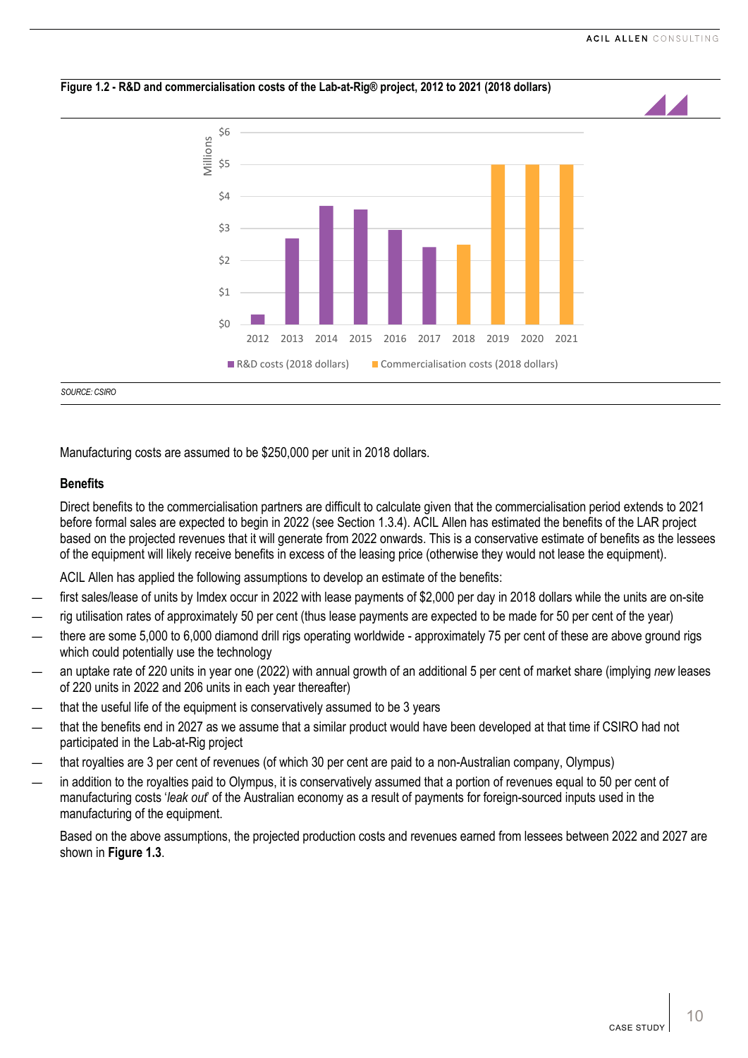**Figure 1.2 - R&D and commercialisation costs of the Lab-at-Rig® project, 2012 to 2021 (2018 dollars)**

SOURCE: CSIRO

Manufacturing costs are assumed to be $250,000 per unit in 2018 dollars.

**Benefits**

Direct benefits to the commercialisation partners are difficult to calculate given that the commercialisation period extends to 2021 before formal sales are expected to begin in 2022 (see Section 1.3.4). ACIL Allen has estimated the benefits of the LAR project based on the projected revenues that it will generate from 2022 onwards. This is a conservative estimate of benefits as the lessees of the equipment will likely receive benefits in excess of the leasing price (otherwise they would not lease the equipment).

ACIL Allen has applied the following assumptions to develop an estimate of the benefits:

- first sales/lease of units by Imdex occur in 2022 with lease payments of $2,000 per day in 2018 dollars while the units are on-site
- rig utilisation rates of approximately 50 per cent (thus lease payments are expected to be made for 50 per cent of the year)
- there are some 5,000 to 6,000 diamond drill rigs operating worldwide - approximately 75 per cent of these are above ground rigs which could potentially use the technology
- an uptake rate of 220 units in year one (2022) with annual growth of an additional 5 per cent of market share (implying *new* leases of 220 units in 2022 and 206 units in each year thereafter)
- that the useful life of the equipment is conservatively assumed to be 3 years
- that the benefits end in 2027 as we assume that a similar product would have been developed at that time if CSIRO had not participated in the Lab-at-Rig project
- that royalties are 3 per cent of revenues (of which 30 per cent are paid to a non-Australian company, Olympus)
- in addition to the royalties paid to Olympus, it is conservatively assumed that a portion of revenues equal to 50 per cent of manufacturing costs '*leak out*' of the Australian economy as a result of payments for foreign-sourced inputs used in the manufacturing of the equipment.

Based on the above assumptions, the projected production costs and revenues earned from lessees between 2022 and 2027 are shown in **Figure 1.3**.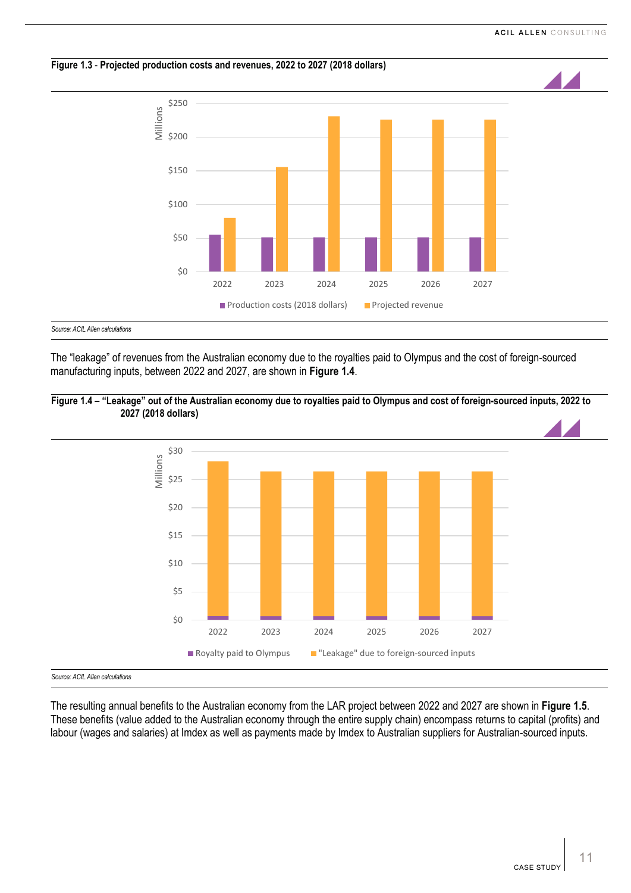**Figure 1.3 - Projected production costs and revenues, 2022 to 2027 (2018 dollars)**

*Source: ACIL Allen calculations*

The "leakage" of revenues from the Australian economy due to the royalties paid to Olympus and the cost of foreign-sourced manufacturing inputs, between 2022 and 2027, are shown in **Figure 1.4**.

**Figure 1.4 – "Leakage" out of the Australian economy due to royalties paid to Olympus and cost of foreign-sourced inputs, 2022 to 2027 (2018 dollars)**

*Source: ACIL Allen calculations*

The resulting annual benefits to the Australian economy from the LAR project between 2022 and 2027 are shown in **Figure 1.5**. These benefits (value added to the Australian economy through the entire supply chain) encompass returns to capital (profits) and labour (wages and salaries) at Imdex as well as payments made by Imdex to Australian suppliers for Australian-sourced inputs.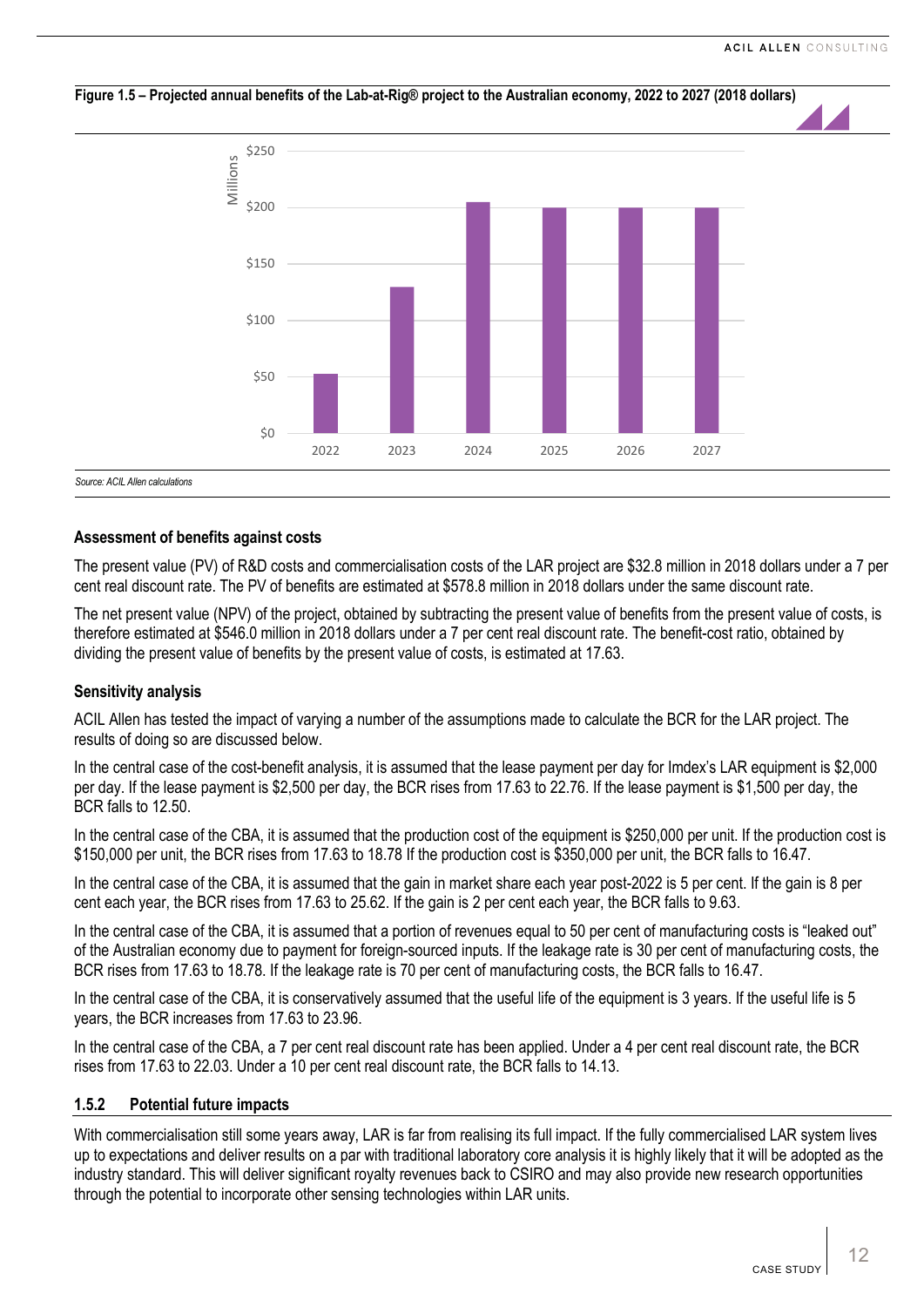**Figure 1.5 – Projected annual benefits of the Lab-at-Rig® project to the Australian economy, 2022 to 2027 (2018 dollars)**

*Source: ACIL Allen calculations*

**Assessment of benefits against costs**

The present value (PV) of R&D costs and commercialisation costs of the LAR project are $32.8 million in 2018 dollars under a 7 per cent real discount rate. The PV of benefits are estimated at $578.8 million in 2018 dollars under the same discount rate.

The net present value (NPV) of the project, obtained by subtracting the present value of benefits from the present value of costs, is therefore estimated at $546.0 million in 2018 dollars under a 7 per cent real discount rate. The benefit-cost ratio, obtained by dividing the present value of benefits by the present value of costs, is estimated at 17.63.

**Sensitivity analysis**

ACIL Allen has tested the impact of varying a number of the assumptions made to calculate the BCR for the LAR project. The results of doing so are discussed below.

In the central case of the cost-benefit analysis, it is assumed that the lease payment per day for Imdex's LAR equipment is $2,000 per day. If the lease payment is $2,500 per day, the BCR rises from 17.63 to 22.76. If the lease payment is $1,500 per day, the BCR falls to 12.50.

In the central case of the CBA, it is assumed that the production cost of the equipment is $250,000 per unit. If the production cost is $150,000 per unit, the BCR rises from 17.63 to 18.78 If the production cost is $350,000 per unit, the BCR falls to 16.47.

In the central case of the CBA, it is assumed that the gain in market share each year post-2022 is 5 per cent. If the gain is 8 per cent each year, the BCR rises from 17.63 to 25.62. If the gain is 2 per cent each year, the BCR falls to 9.63.

In the central case of the CBA, it is assumed that a portion of revenues equal to 50 per cent of manufacturing costs is "leaked out" of the Australian economy due to payment for foreign-sourced inputs. If the leakage rate is 30 per cent of manufacturing costs, the BCR rises from 17.63 to 18.78. If the leakage rate is 70 per cent of manufacturing costs, the BCR falls to 16.47.

In the central case of the CBA, it is conservatively assumed that the useful life of the equipment is 3 years. If the useful life is 5 years, the BCR increases from 17.63 to 23.96.

In the central case of the CBA, a 7 per cent real discount rate has been applied. Under a 4 per cent real discount rate, the BCR rises from 17.63 to 22.03. Under a 10 per cent real discount rate, the BCR falls to 14.13.

### 1.5.2 Potential future impacts

With commercialisation still some years away, LAR is far from realising its full impact. If the fully commercialised LAR system lives up to expectations and deliver results on a par with traditional laboratory core analysis it is highly likely that it will be adopted as the industry standard. This will deliver significant royalty revenues back to CSIRO and may also provide new research opportunities through the potential to incorporate other sensing technologies within LAR units.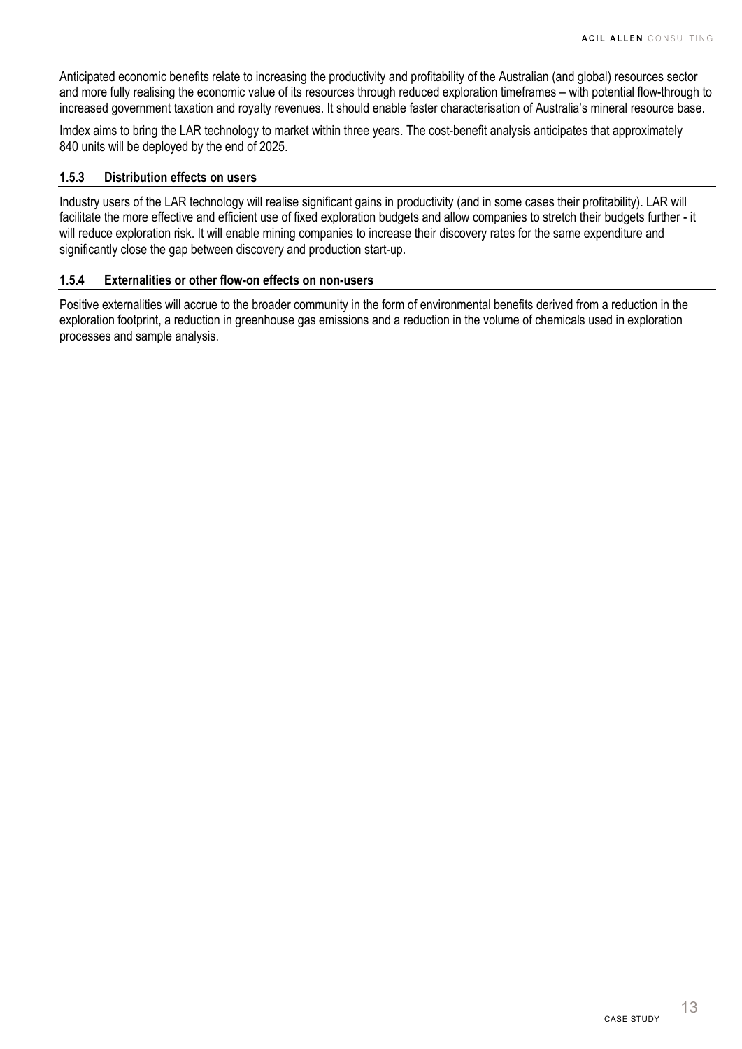Anticipated economic benefits relate to increasing the productivity and profitability of the Australian (and global) resources sector and more fully realising the economic value of its resources through reduced exploration timeframes – with potential flow-through to increased government taxation and royalty revenues. It should enable faster characterisation of Australia's mineral resource base.

Imdex aims to bring the LAR technology to market within three years. The cost-benefit analysis anticipates that approximately 840 units will be deployed by the end of 2025.

### 1.5.3 Distribution effects on users

Industry users of the LAR technology will realise significant gains in productivity (and in some cases their profitability). LAR will facilitate the more effective and efficient use of fixed exploration budgets and allow companies to stretch their budgets further - it will reduce exploration risk. It will enable mining companies to increase their discovery rates for the same expenditure and significantly close the gap between discovery and production start-up.

### 1.5.4 Externalities or other flow-on effects on non-users

Positive externalities will accrue to the broader community in the form of environmental benefits derived from a reduction in the exploration footprint, a reduction in greenhouse gas emissions and a reduction in the volume of chemicals used in exploration processes and sample analysis.